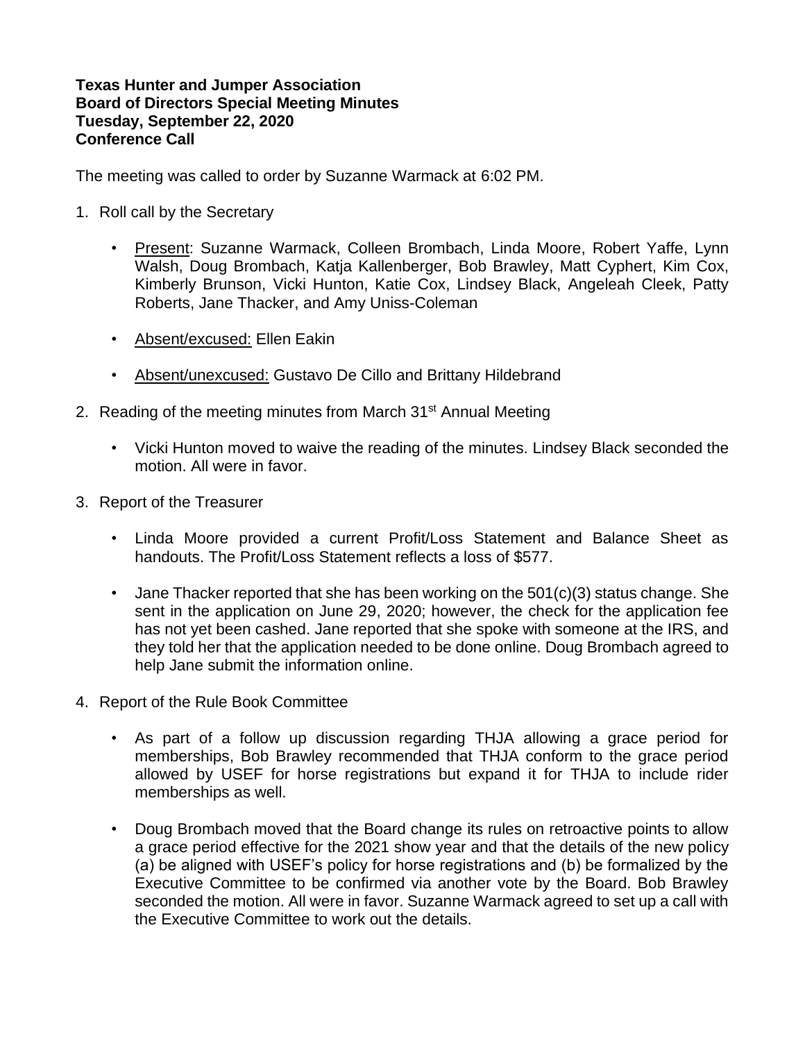**Texas Hunter and Jumper Association**
**Board of Directors Special Meeting Minutes**
**Tuesday, September 22, 2020**
**Conference Call**

The meeting was called to order by Suzanne Warmack at 6:02 PM.

1. Roll call by the Secretary

   - Present: Suzanne Warmack, Colleen Brombach, Linda Moore, Robert Yaffe, Lynn Walsh, Doug Brombach, Katja Kallenberger, Bob Brawley, Matt Cyphert, Kim Cox, Kimberly Brunson, Vicki Hunton, Katie Cox, Lindsey Black, Angeleah Cleek, Patty Roberts, Jane Thacker, and Amy Uniss-Coleman

   - Absent/excused: Ellen Eakin

   - Absent/unexcused: Gustavo De Cillo and Brittany Hildebrand

2. Reading of the meeting minutes from March 31st Annual Meeting

   - Vicki Hunton moved to waive the reading of the minutes. Lindsey Black seconded the motion. All were in favor.

3. Report of the Treasurer

   - Linda Moore provided a current Profit/Loss Statement and Balance Sheet as handouts. The Profit/Loss Statement reflects a loss of $577.

   - Jane Thacker reported that she has been working on the 501(c)(3) status change. She sent in the application on June 29, 2020; however, the check for the application fee has not yet been cashed. Jane reported that she spoke with someone at the IRS, and they told her that the application needed to be done online. Doug Brombach agreed to help Jane submit the information online.

4. Report of the Rule Book Committee

   - As part of a follow up discussion regarding THJA allowing a grace period for memberships, Bob Brawley recommended that THJA conform to the grace period allowed by USEF for horse registrations but expand it for THJA to include rider memberships as well.

   - Doug Brombach moved that the Board change its rules on retroactive points to allow a grace period effective for the 2021 show year and that the details of the new policy (a) be aligned with USEF's policy for horse registrations and (b) be formalized by the Executive Committee to be confirmed via another vote by the Board. Bob Brawley seconded the motion. All were in favor. Suzanne Warmack agreed to set up a call with the Executive Committee to work out the details.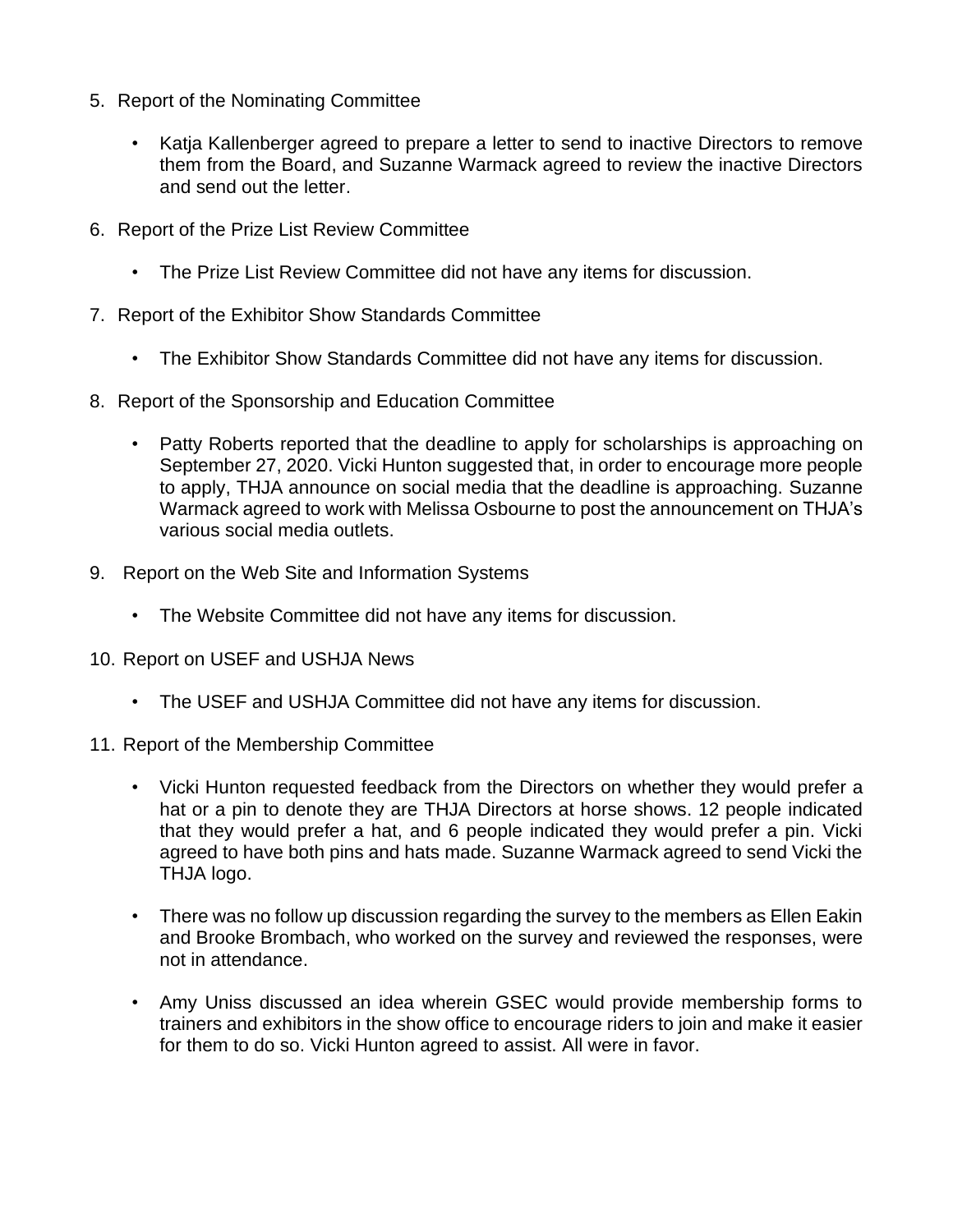5. Report of the Nominating Committee

    - Katja Kallenberger agreed to prepare a letter to send to inactive Directors to remove them from the Board, and Suzanne Warmack agreed to review the inactive Directors and send out the letter.

6. Report of the Prize List Review Committee

    - The Prize List Review Committee did not have any items for discussion.

7. Report of the Exhibitor Show Standards Committee

    - The Exhibitor Show Standards Committee did not have any items for discussion.

8. Report of the Sponsorship and Education Committee

    - Patty Roberts reported that the deadline to apply for scholarships is approaching on September 27, 2020. Vicki Hunton suggested that, in order to encourage more people to apply, THJA announce on social media that the deadline is approaching. Suzanne Warmack agreed to work with Melissa Osbourne to post the announcement on THJA's various social media outlets.

9. Report on the Web Site and Information Systems

    - The Website Committee did not have any items for discussion.

10. Report on USEF and USHJA News

    - The USEF and USHJA Committee did not have any items for discussion.

11. Report of the Membership Committee

    - Vicki Hunton requested feedback from the Directors on whether they would prefer a hat or a pin to denote they are THJA Directors at horse shows. 12 people indicated that they would prefer a hat, and 6 people indicated they would prefer a pin. Vicki agreed to have both pins and hats made. Suzanne Warmack agreed to send Vicki the THJA logo.

    - There was no follow up discussion regarding the survey to the members as Ellen Eakin and Brooke Brombach, who worked on the survey and reviewed the responses, were not in attendance.

    - Amy Uniss discussed an idea wherein GSEC would provide membership forms to trainers and exhibitors in the show office to encourage riders to join and make it easier for them to do so. Vicki Hunton agreed to assist. All were in favor.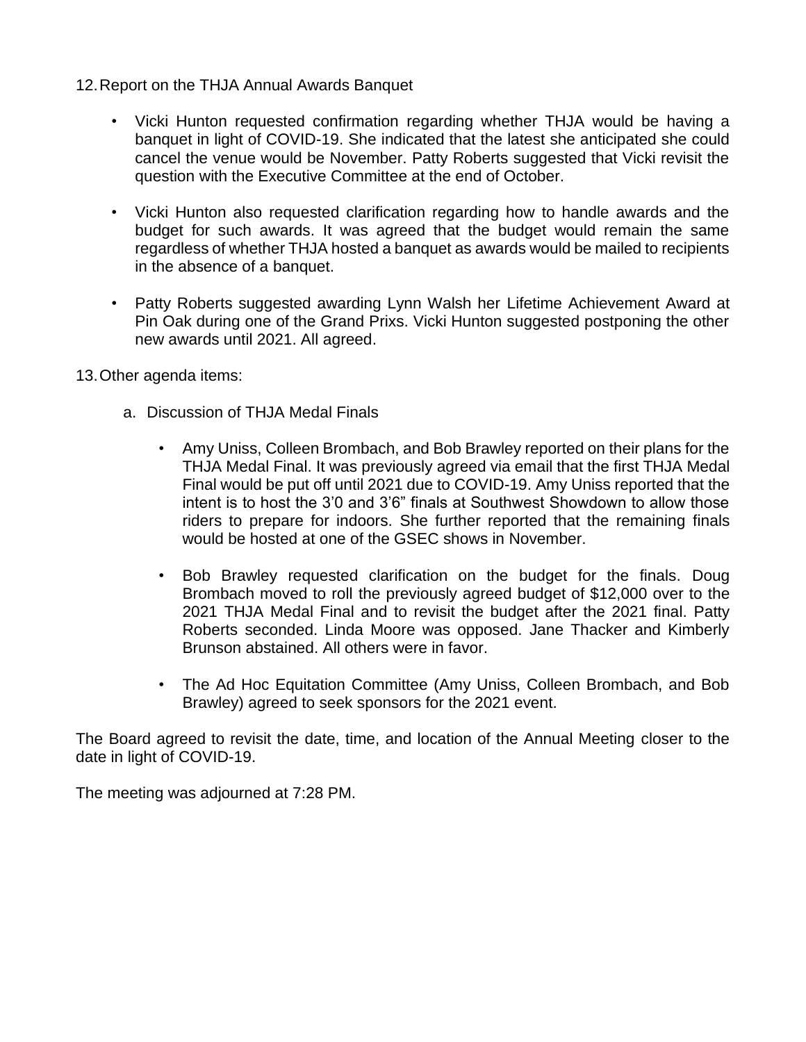12. Report on the THJA Annual Awards Banquet

- Vicki Hunton requested confirmation regarding whether THJA would be having a banquet in light of COVID-19. She indicated that the latest she anticipated she could cancel the venue would be November. Patty Roberts suggested that Vicki revisit the question with the Executive Committee at the end of October.
- Vicki Hunton also requested clarification regarding how to handle awards and the budget for such awards. It was agreed that the budget would remain the same regardless of whether THJA hosted a banquet as awards would be mailed to recipients in the absence of a banquet.
- Patty Roberts suggested awarding Lynn Walsh her Lifetime Achievement Award at Pin Oak during one of the Grand Prixs. Vicki Hunton suggested postponing the other new awards until 2021. All agreed.

13. Other agenda items:

   a. Discussion of THJA Medal Finals

   - Amy Uniss, Colleen Brombach, and Bob Brawley reported on their plans for the THJA Medal Final. It was previously agreed via email that the first THJA Medal Final would be put off until 2021 due to COVID-19. Amy Uniss reported that the intent is to host the 3'0 and 3'6" finals at Southwest Showdown to allow those riders to prepare for indoors. She further reported that the remaining finals would be hosted at one of the GSEC shows in November.
   - Bob Brawley requested clarification on the budget for the finals. Doug Brombach moved to roll the previously agreed budget of $12,000 over to the 2021 THJA Medal Final and to revisit the budget after the 2021 final. Patty Roberts seconded. Linda Moore was opposed. Jane Thacker and Kimberly Brunson abstained. All others were in favor.
   - The Ad Hoc Equitation Committee (Amy Uniss, Colleen Brombach, and Bob Brawley) agreed to seek sponsors for the 2021 event.

The Board agreed to revisit the date, time, and location of the Annual Meeting closer to the date in light of COVID-19.

The meeting was adjourned at 7:28 PM.